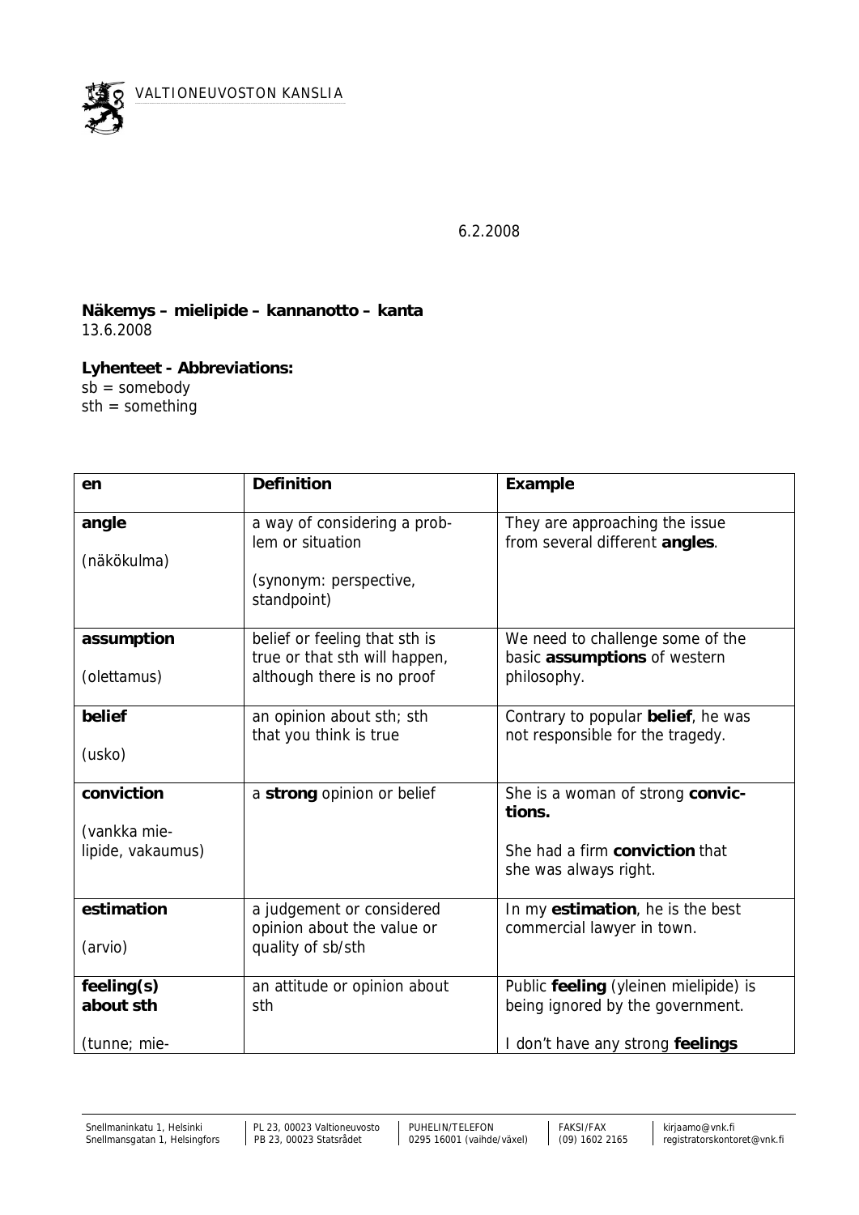VALTIONEUVOSTON KANSLIA

6.2.2008

**Näkemys – mielipide – kannanotto – kanta**
13.6.2008

**Lyhenteet - Abbreviations:**
sb = somebody
sth = something

| en | Definition | Example |
|---|---|---|
| **angle**<br><br>(näkökulma) | a way of considering a problem or situation<br><br>(synonym: perspective, standpoint) | They are approaching the issue from several different **angles**. |
| **assumption**<br><br>(olettamus) | belief or feeling that sth is true or that sth will happen, although there is no proof | We need to challenge some of the basic **assumptions** of western philosophy. |
| **belief**<br><br>(usko) | an opinion about sth; sth that you think is true | Contrary to popular **belief**, he was not responsible for the tragedy. |
| **conviction**<br><br>(vankka mielipide, vakaumus) | a **strong** opinion or belief | She is a woman of strong **convictions.**<br><br>She had a firm **conviction** that she was always right. |
| **estimation**<br><br>(arvio) | a judgement or considered opinion about the value or quality of sb/sth | In my **estimation**, he is the best commercial lawyer in town. |
| **feeling(s) about sth**<br><br>(tunne; mie- | an attitude or opinion about sth | Public **feeling** (yleinen mielipide) is being ignored by the government.<br><br>I don't have any strong **feelings** |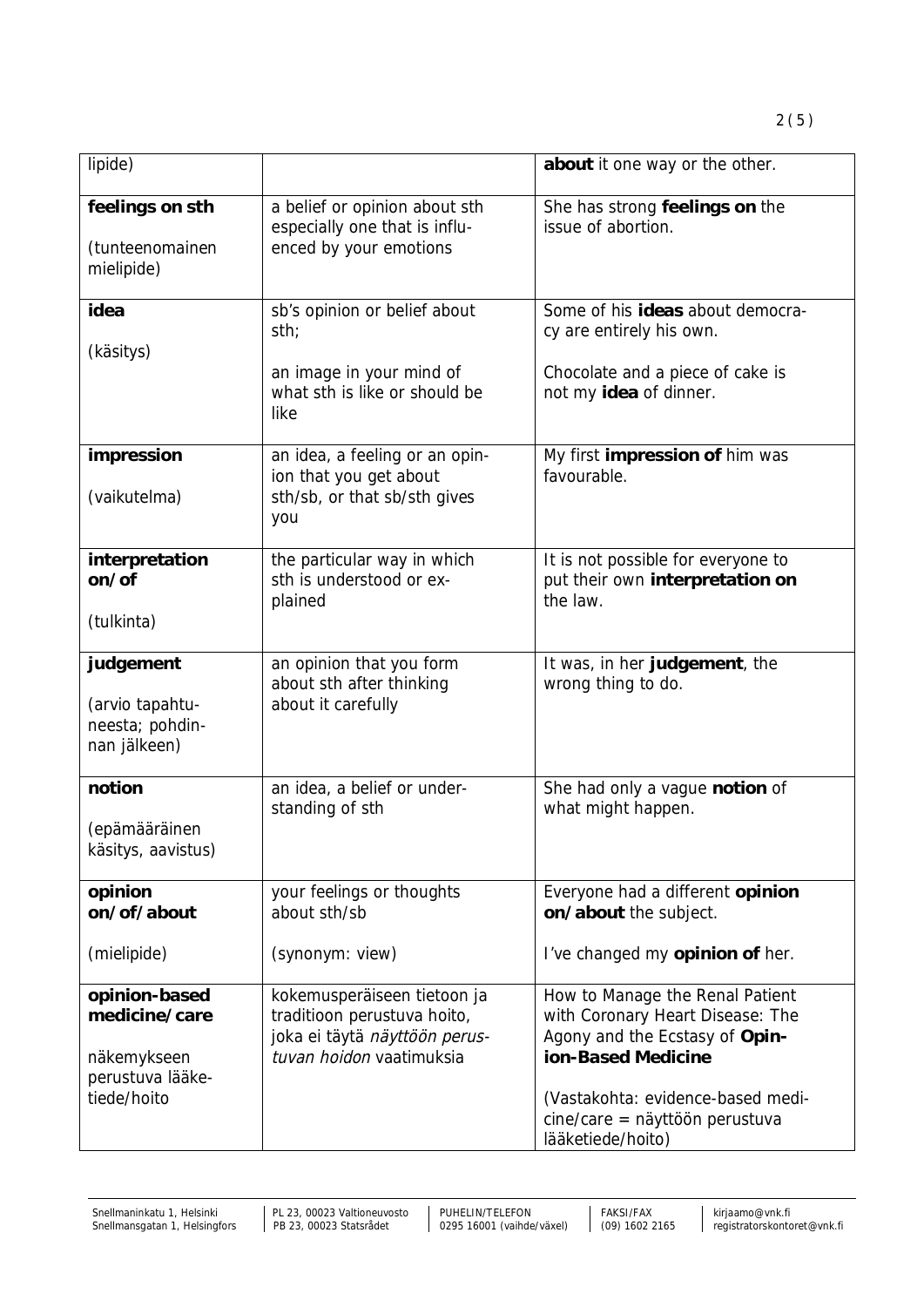| | | |
|---|---|---|
| lipide) | | **about** it one way or the other. |
| **feelings on sth**<br><br>(tunteenomainen mielipide) | a belief or opinion about sth especially one that is influenced by your emotions | She has strong **feelings on** the issue of abortion. |
| **idea**<br><br>(käsitys) | sb's opinion or belief about sth;<br><br>an image in your mind of what sth is like or should be like | Some of his **ideas** about democracy are entirely his own.<br><br>Chocolate and a piece of cake is not my **idea** of dinner. |
| **impression**<br><br>(vaikutelma) | an idea, a feeling or an opinion that you get about sth/sb, or that sb/sth gives you | My first **impression of** him was favourable. |
| **interpretation on/of**<br><br>(tulkinta) | the particular way in which sth is understood or explained | It is not possible for everyone to put their own **interpretation on** the law. |
| **judgement**<br><br>(arvio tapahtuneesta; pohdinnan jälkeen) | an opinion that you form about sth after thinking about it carefully | It was, in her **judgement**, the wrong thing to do. |
| **notion**<br><br>(epämääräinen käsitys, aavistus) | an idea, a belief or understanding of sth | She had only a vague **notion** of what might happen. |
| **opinion on/of/about**<br><br>(mielipide) | your feelings or thoughts about sth/sb<br><br>(synonym: view) | Everyone had a different **opinion on/about** the subject.<br><br>I've changed my **opinion of** her. |
| **opinion-based medicine/care**<br><br>näkemykseen perustuva lääketiede/hoito | kokemusperäiseen tietoon ja traditioon perustuva hoito, joka ei täytä *näyttöön perustuvan hoidon* vaatimuksia | How to Manage the Renal Patient with Coronary Heart Disease: The Agony and the Ecstasy of **Opinion-Based Medicine**<br><br>(Vastakohta: evidence-based medicine/care = näyttöön perustuva lääketiede/hoito) |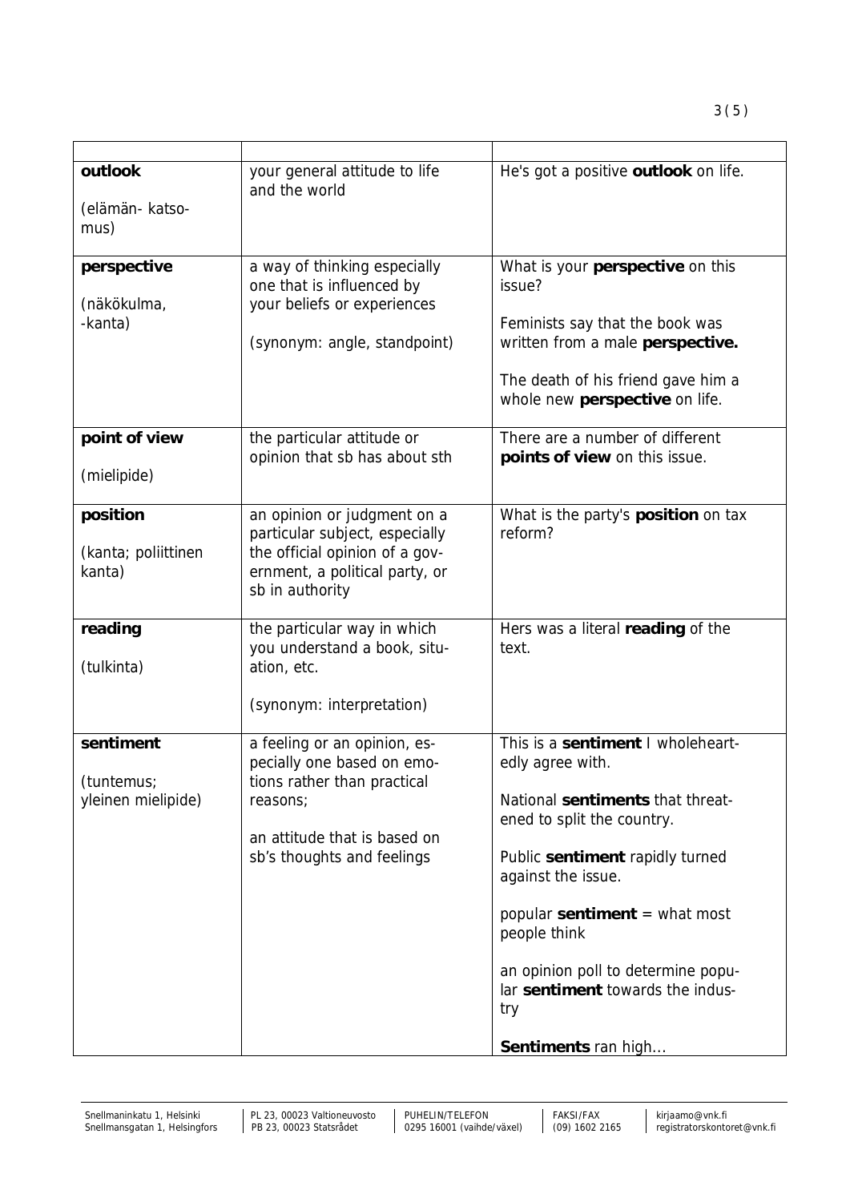| | | |
|---|---|---|
| **outlook** <br><br> (elämän- katso-mus) | your general attitude to life and the world | He's got a positive **outlook** on life. |
| **perspective** <br><br> (näkökulma, -kanta) | a way of thinking especially one that is influenced by your beliefs or experiences <br><br> (synonym: angle, standpoint) | What is your **perspective** on this issue? <br><br> Feminists say that the book was written from a male **perspective.** <br><br> The death of his friend gave him a whole new **perspective** on life. |
| **point of view** <br><br> (mielipide) | the particular attitude or opinion that sb has about sth | There are a number of different **points of view** on this issue. |
| **position** <br><br> (kanta; poliittinen kanta) | an opinion or judgment on a particular subject, especially the official opinion of a government, a political party, or sb in authority | What is the party's **position** on tax reform? |
| **reading** <br><br> (tulkinta) | the particular way in which you understand a book, situation, etc. <br><br> (synonym: interpretation) | Hers was a literal **reading** of the text. |
| **sentiment** <br><br> (tuntemus; yleinen mielipide) | a feeling or an opinion, especially one based on emotions rather than practical reasons; <br><br> an attitude that is based on sb's thoughts and feelings | This is a **sentiment** I wholeheartedly agree with. <br><br> National **sentiments** that threatened to split the country. <br><br> Public **sentiment** rapidly turned against the issue. <br><br> popular **sentiment** = what most people think <br><br> an opinion poll to determine popular **sentiment** towards the industry <br><br> **Sentiments** ran high... |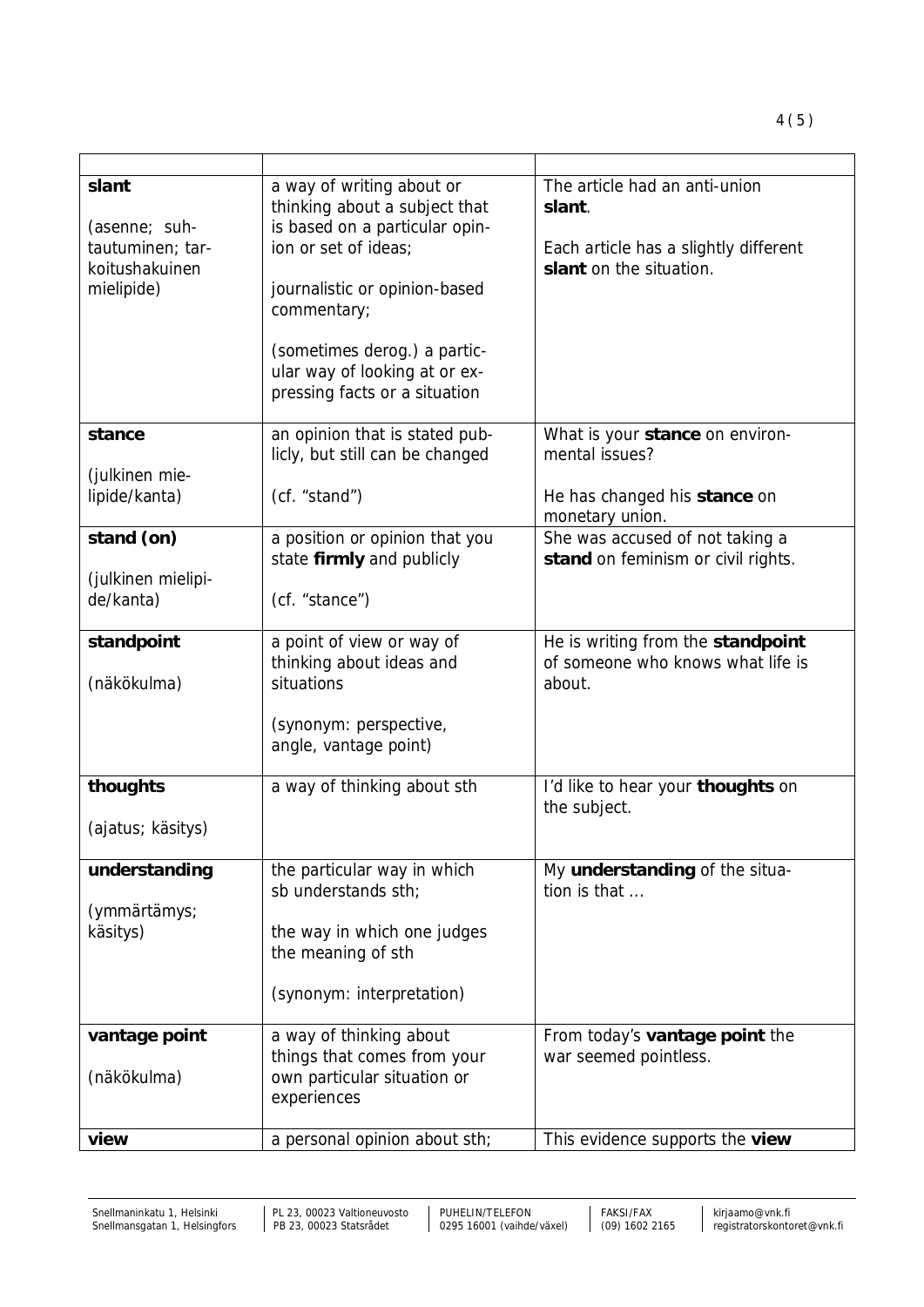| | | |
|---|---|---|
| **slant**<br><br>(asenne; suhtautuminen; tarkoitushakuinen mielipide) | a way of writing about or thinking about a subject that is based on a particular opinion or set of ideas;<br><br>journalistic or opinion-based commentary;<br><br>(sometimes derog.) a particular way of looking at or expressing facts or a situation | The article had an anti-union **slant**.<br><br>Each article has a slightly different **slant** on the situation. |
| **stance**<br><br>(julkinen mielipide/kanta) | an opinion that is stated publicly, but still can be changed<br><br>(cf. "stand") | What is your **stance** on environmental issues?<br><br>He has changed his **stance** on monetary union. |
| **stand (on)**<br><br>(julkinen mielipide/kanta) | a position or opinion that you state **firmly** and publicly<br><br>(cf. "stance") | She was accused of not taking a **stand** on feminism or civil rights. |
| **standpoint**<br><br>(näkökulma) | a point of view or way of thinking about ideas and situations<br><br>(synonym: perspective, angle, vantage point) | He is writing from the **standpoint** of someone who knows what life is about. |
| **thoughts**<br><br>(ajatus; käsitys) | a way of thinking about sth | I'd like to hear your **thoughts** on the subject. |
| **understanding**<br><br>(ymmärtämys; käsitys) | the particular way in which sb understands sth;<br><br>the way in which one judges the meaning of sth<br><br>(synonym: interpretation) | My **understanding** of the situation is that ... |
| **vantage point**<br><br>(näkökulma) | a way of thinking about things that comes from your own particular situation or experiences | From today's **vantage point** the war seemed pointless. |
| **view** | a personal opinion about sth; | This evidence supports the **view** |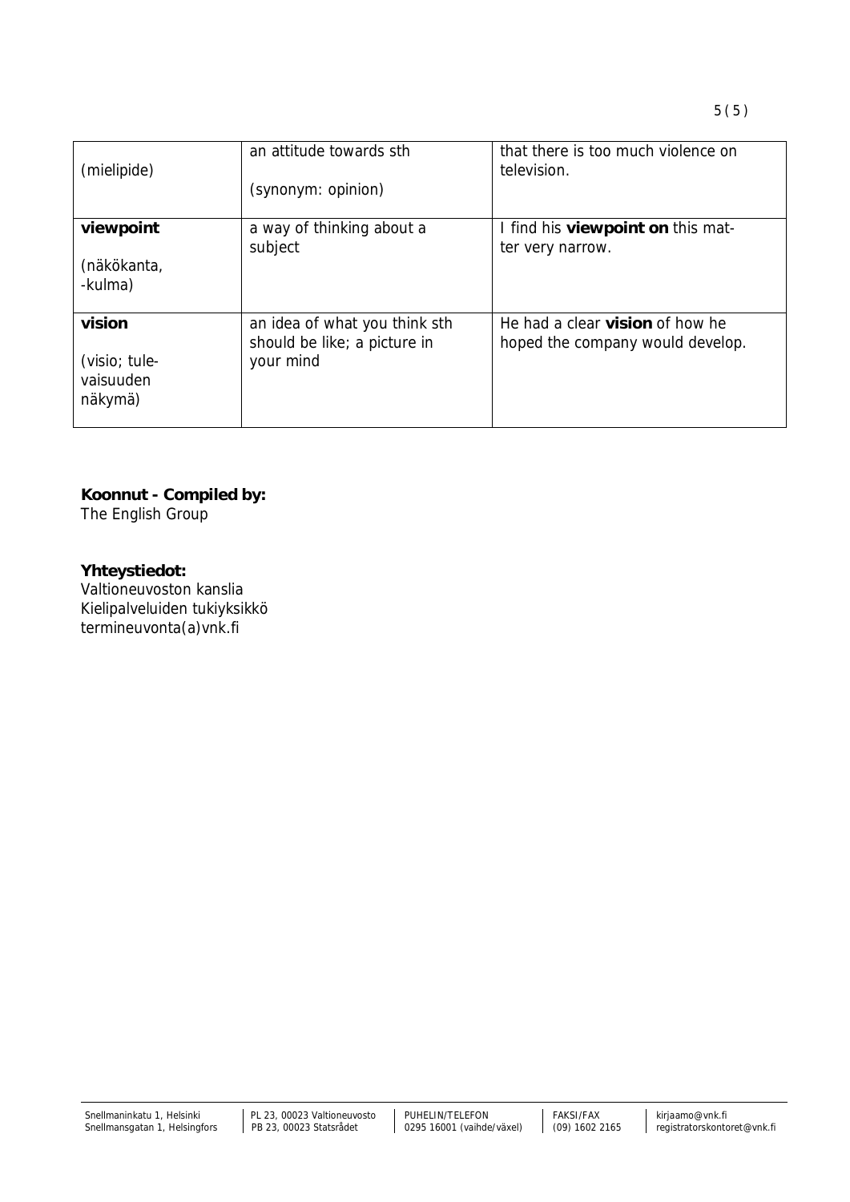| | | |
|---|---|---|
| (mielipide) | an attitude towards sth<br><br>(synonym: opinion) | that there is too much violence on television. |
| **viewpoint**<br><br>(näkökanta, -kulma) | a way of thinking about a subject | I find his **viewpoint on** this matter very narrow. |
| **vision**<br><br>(visio; tulevaisuuden näkymä) | an idea of what you think sth should be like; a picture in your mind | He had a clear **vision** of how he hoped the company would develop. |

**Koonnut - Compiled by:**
The English Group

**Yhteystiedot:**
Valtioneuvoston kanslia
Kielipalveluiden tukiyksikkö
termineuvonta(a)vnk.fi